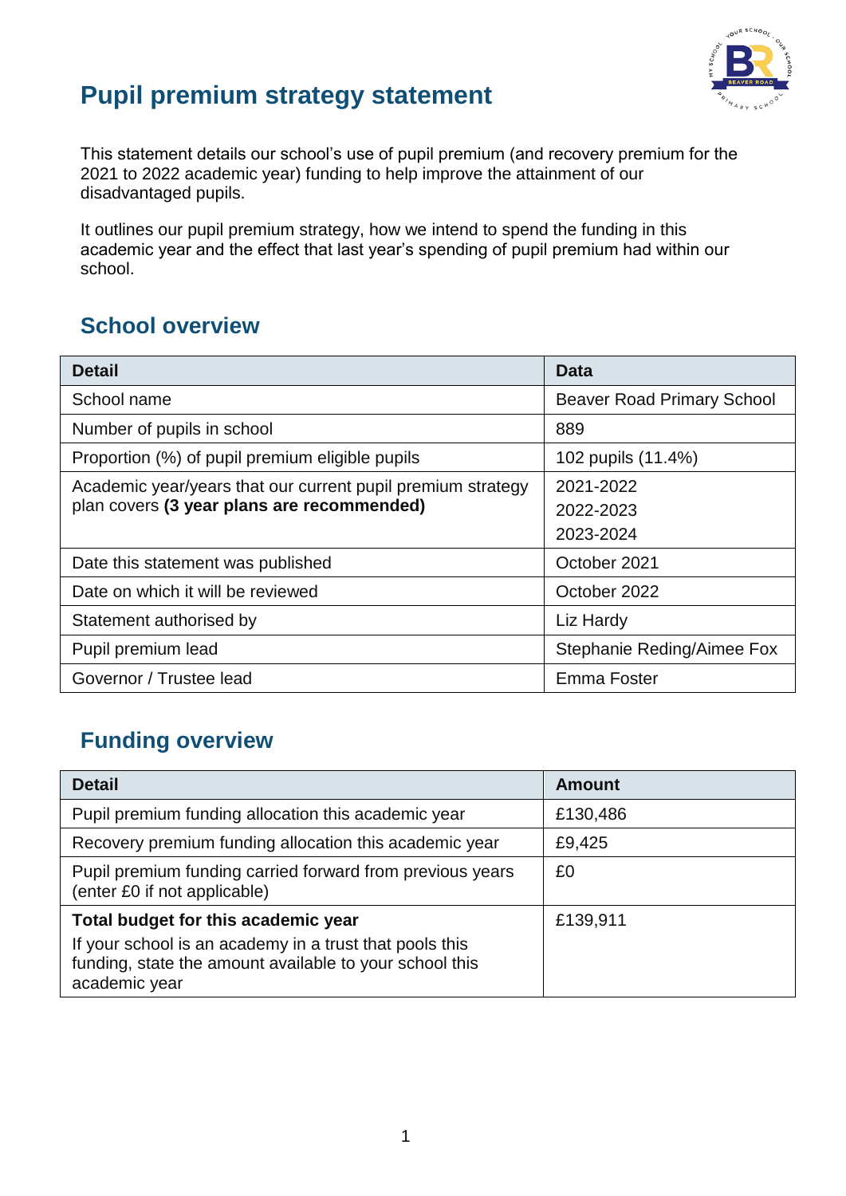# Pupil premium strategy statement

This statement details our school's use of pupil premium (and recovery premium for the 2021 to 2022 academic year) funding to help improve the attainment of our disadvantaged pupils.

It outlines our pupil premium strategy, how we intend to spend the funding in this academic year and the effect that last year's spending of pupil premium had within our school.

## School overview

| Detail | Data |
|---|---|
| School name | Beaver Road Primary School |
| Number of pupils in school | 889 |
| Proportion (%) of pupil premium eligible pupils | 102 pupils (11.4%) |
| Academic year/years that our current pupil premium strategy plan covers **(3 year plans are recommended)** | 2021-2022<br>2022-2023<br>2023-2024 |
| Date this statement was published | October 2021 |
| Date on which it will be reviewed | October 2022 |
| Statement authorised by | Liz Hardy |
| Pupil premium lead | Stephanie Reding/Aimee Fox |
| Governor / Trustee lead | Emma Foster |

## Funding overview

| Detail | Amount |
|---|---|
| Pupil premium funding allocation this academic year | £130,486 |
| Recovery premium funding allocation this academic year | £9,425 |
| Pupil premium funding carried forward from previous years (enter £0 if not applicable) | £0 |
| **Total budget for this academic year**<br>If your school is an academy in a trust that pools this funding, state the amount available to your school this academic year | £139,911 |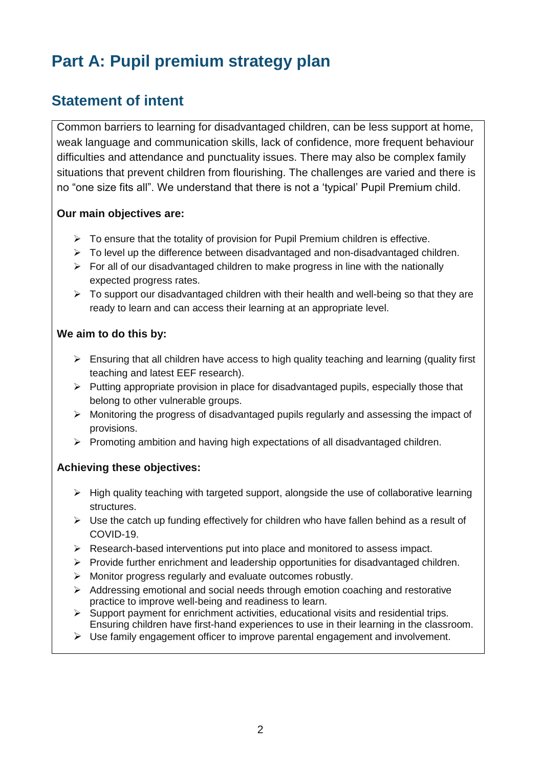# Part A: Pupil premium strategy plan

## Statement of intent

Common barriers to learning for disadvantaged children, can be less support at home, weak language and communication skills, lack of confidence, more frequent behaviour difficulties and attendance and punctuality issues. There may also be complex family situations that prevent children from flourishing. The challenges are varied and there is no "one size fits all". We understand that there is not a 'typical' Pupil Premium child.

**Our main objectives are:**

- To ensure that the totality of provision for Pupil Premium children is effective.
- To level up the difference between disadvantaged and non-disadvantaged children.
- For all of our disadvantaged children to make progress in line with the nationally expected progress rates.
- To support our disadvantaged children with their health and well-being so that they are ready to learn and can access their learning at an appropriate level.

**We aim to do this by:**

- Ensuring that all children have access to high quality teaching and learning (quality first teaching and latest EEF research).
- Putting appropriate provision in place for disadvantaged pupils, especially those that belong to other vulnerable groups.
- Monitoring the progress of disadvantaged pupils regularly and assessing the impact of provisions.
- Promoting ambition and having high expectations of all disadvantaged children.

**Achieving these objectives:**

- High quality teaching with targeted support, alongside the use of collaborative learning structures.
- Use the catch up funding effectively for children who have fallen behind as a result of COVID-19.
- Research-based interventions put into place and monitored to assess impact.
- Provide further enrichment and leadership opportunities for disadvantaged children.
- Monitor progress regularly and evaluate outcomes robustly.
- Addressing emotional and social needs through emotion coaching and restorative practice to improve well-being and readiness to learn.
- Support payment for enrichment activities, educational visits and residential trips. Ensuring children have first-hand experiences to use in their learning in the classroom.
- Use family engagement officer to improve parental engagement and involvement.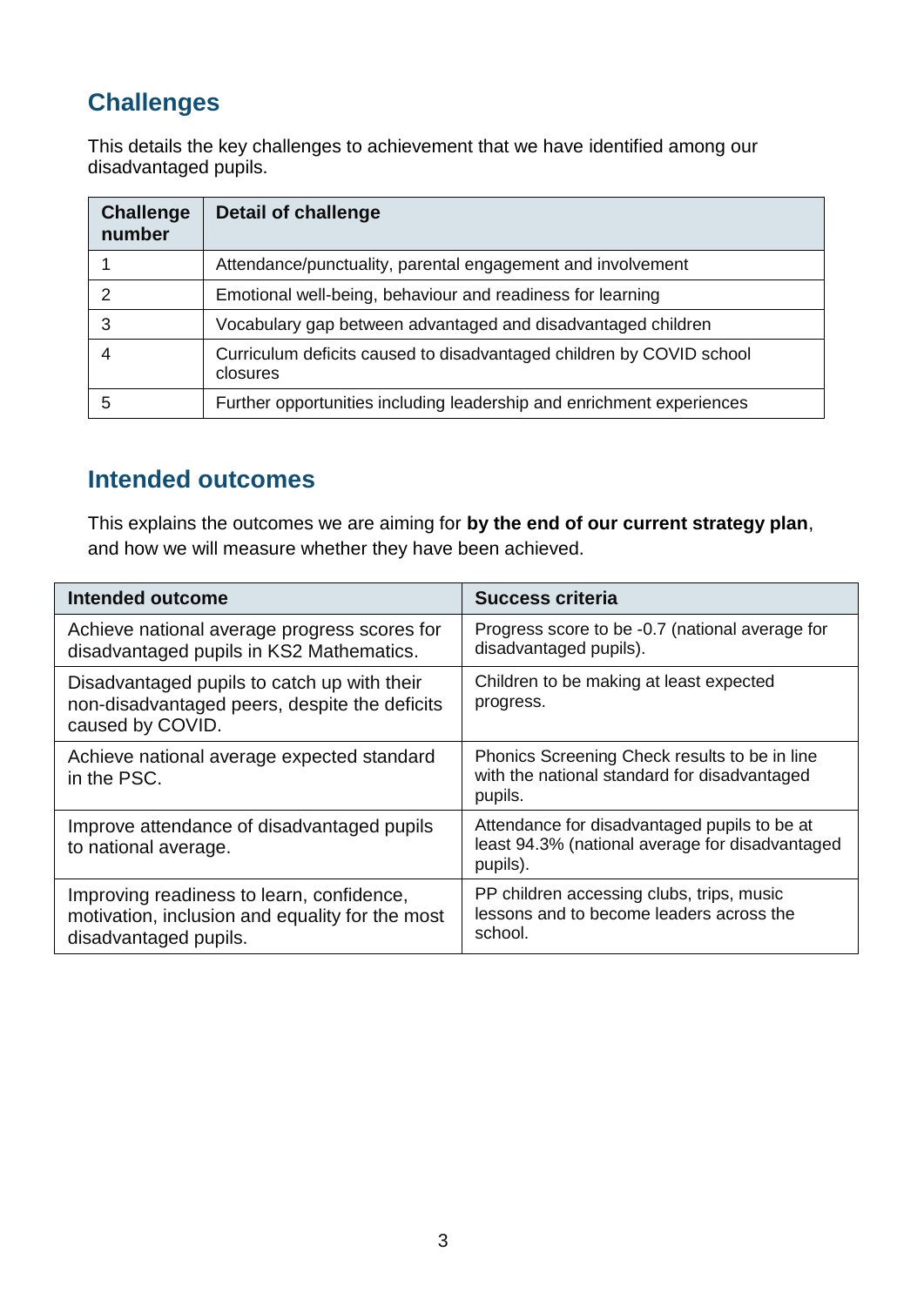## Challenges

This details the key challenges to achievement that we have identified among our disadvantaged pupils.

| Challenge number | Detail of challenge |
|---|---|
| 1 | Attendance/punctuality, parental engagement and involvement |
| 2 | Emotional well-being, behaviour and readiness for learning |
| 3 | Vocabulary gap between advantaged and disadvantaged children |
| 4 | Curriculum deficits caused to disadvantaged children by COVID school closures |
| 5 | Further opportunities including leadership and enrichment experiences |

## Intended outcomes

This explains the outcomes we are aiming for **by the end of our current strategy plan**, and how we will measure whether they have been achieved.

| Intended outcome | Success criteria |
|---|---|
| Achieve national average progress scores for disadvantaged pupils in KS2 Mathematics. | Progress score to be -0.7 (national average for disadvantaged pupils). |
| Disadvantaged pupils to catch up with their non-disadvantaged peers, despite the deficits caused by COVID. | Children to be making at least expected progress. |
| Achieve national average expected standard in the PSC. | Phonics Screening Check results to be in line with the national standard for disadvantaged pupils. |
| Improve attendance of disadvantaged pupils to national average. | Attendance for disadvantaged pupils to be at least 94.3% (national average for disadvantaged pupils). |
| Improving readiness to learn, confidence, motivation, inclusion and equality for the most disadvantaged pupils. | PP children accessing clubs, trips, music lessons and to become leaders across the school. |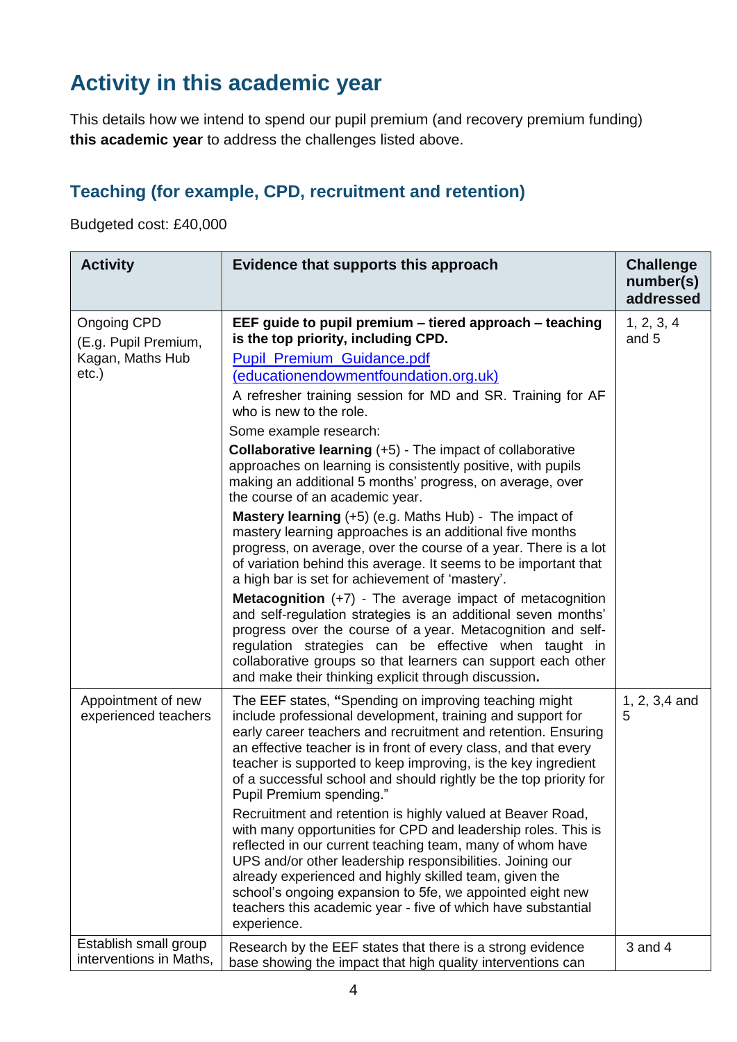## Activity in this academic year

This details how we intend to spend our pupil premium (and recovery premium funding) **this academic year** to address the challenges listed above.

### Teaching (for example, CPD, recruitment and retention)

Budgeted cost: £40,000

| Activity | Evidence that supports this approach | Challenge number(s) addressed |
|---|---|---|
| Ongoing CPD<br>(E.g. Pupil Premium, Kagan, Maths Hub etc.) | **EEF guide to pupil premium – tiered approach – teaching is the top priority, including CPD.**<br>[Pupil_Premium_Guidance.pdf (educationendowmentfoundation.org.uk)]<br>A refresher training session for MD and SR. Training for AF who is new to the role.<br>Some example research:<br>**Collaborative learning** (+5) - The impact of collaborative approaches on learning is consistently positive, with pupils making an additional 5 months' progress, on average, over the course of an academic year.<br>**Mastery learning** (+5) (e.g. Maths Hub) - The impact of mastery learning approaches is an additional five months progress, on average, over the course of a year. There is a lot of variation behind this average. It seems to be important that a high bar is set for achievement of 'mastery'.<br>**Metacognition** (+7) - The average impact of metacognition and self-regulation strategies is an additional seven months' progress over the course of a year. Metacognition and self-regulation strategies can be effective when taught in collaborative groups so that learners can support each other and make their thinking explicit through discussion**.** | 1, 2, 3, 4 and 5 |
| Appointment of new experienced teachers | The EEF states, **"**Spending on improving teaching might include professional development, training and support for early career teachers and recruitment and retention. Ensuring an effective teacher is in front of every class, and that every teacher is supported to keep improving, is the key ingredient of a successful school and should rightly be the top priority for Pupil Premium spending."<br>Recruitment and retention is highly valued at Beaver Road, with many opportunities for CPD and leadership roles. This is reflected in our current teaching team, many of whom have UPS and/or other leadership responsibilities. Joining our already experienced and highly skilled team, given the school's ongoing expansion to 5fe, we appointed eight new teachers this academic year - five of which have substantial experience. | 1, 2, 3,4 and 5 |
| Establish small group interventions in Maths, | Research by the EEF states that there is a strong evidence base showing the impact that high quality interventions can | 3 and 4 |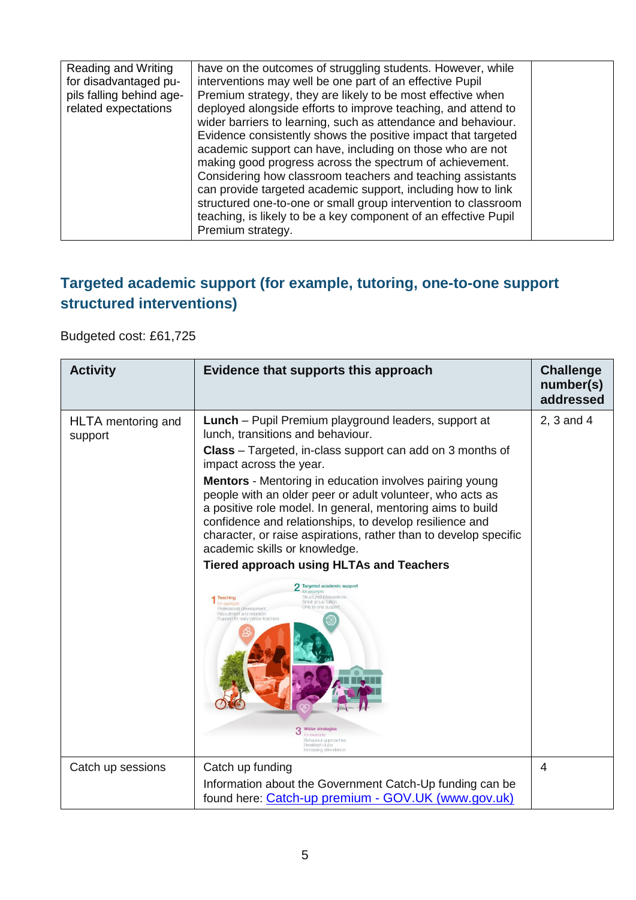| | | |
|---|---|---|
| Reading and Writing for disadvantaged pupils falling behind age-related expectations | have on the outcomes of struggling students. However, while interventions may well be one part of an effective Pupil Premium strategy, they are likely to be most effective when deployed alongside efforts to improve teaching, and attend to wider barriers to learning, such as attendance and behaviour. Evidence consistently shows the positive impact that targeted academic support can have, including on those who are not making good progress across the spectrum of achievement. Considering how classroom teachers and teaching assistants can provide targeted academic support, including how to link structured one-to-one or small group intervention to classroom teaching, is likely to be a key component of an effective Pupil Premium strategy. | |

## Targeted academic support (for example, tutoring, one-to-one support structured interventions)

Budgeted cost: £61,725

| Activity | Evidence that supports this approach | Challenge number(s) addressed |
|---|---|---|
| HLTA mentoring and support | **Lunch** – Pupil Premium playground leaders, support at lunch, transitions and behaviour.<br>**Class** – Targeted, in-class support can add on 3 months of impact across the year.<br>**Mentors** - Mentoring in education involves pairing young people with an older peer or adult volunteer, who acts as a positive role model. In general, mentoring aims to build confidence and relationships, to develop resilience and character, or raise aspirations, rather than to develop specific academic skills or knowledge.<br>**Tiered approach using HLTAs and Teachers**<br>1 Teaching – for example: Professional development, Recruitment and retention, Support for early career teachers<br>2 Targeted academic support – for example: Structured interventions, Small group tuition, One-to-one support<br>3 Wider strategies – for example: Behaviour approaches, Breakfast clubs, Increasing attendance | 2, 3 and 4 |
| Catch up sessions | Catch up funding<br>Information about the Government Catch-Up funding can be found here: [Catch-up premium - GOV.UK (www.gov.uk)](https://www.gov.uk) | 4 |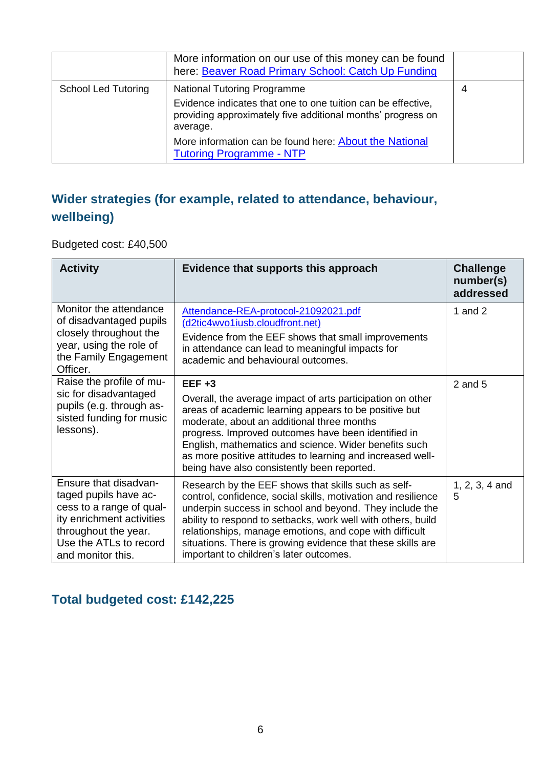| | | |
|---|---|---|
| | More information on our use of this money can be found here: [Beaver Road Primary School: Catch Up Funding] | |
| School Led Tutoring | National Tutoring Programme<br>Evidence indicates that one to one tuition can be effective, providing approximately five additional months' progress on average.<br>More information can be found here: [About the National Tutoring Programme - NTP] | 4 |

## Wider strategies (for example, related to attendance, behaviour, wellbeing)

Budgeted cost: £40,500

| Activity | Evidence that supports this approach | Challenge number(s) addressed |
|---|---|---|
| Monitor the attendance of disadvantaged pupils closely throughout the year, using the role of the Family Engagement Officer. | [Attendance-REA-protocol-21092021.pdf (d2tic4wvo1iusb.cloudfront.net)]<br>Evidence from the EEF shows that small improvements in attendance can lead to meaningful impacts for academic and behavioural outcomes. | 1 and 2 |
| Raise the profile of music for disadvantaged pupils (e.g. through assisted funding for music lessons). | **EEF +3**<br>Overall, the average impact of arts participation on other areas of academic learning appears to be positive but moderate, about an additional three months progress. Improved outcomes have been identified in English, mathematics and science. Wider benefits such as more positive attitudes to learning and increased well-being have also consistently been reported. | 2 and 5 |
| Ensure that disadvantaged pupils have access to a range of quality enrichment activities throughout the year. Use the ATLs to record and monitor this. | Research by the EEF shows that skills such as self-control, confidence, social skills, motivation and resilience underpin success in school and beyond. They include the ability to respond to setbacks, work well with others, build relationships, manage emotions, and cope with difficult situations. There is growing evidence that these skills are important to children's later outcomes. | 1, 2, 3, 4 and 5 |

## Total budgeted cost: £142,225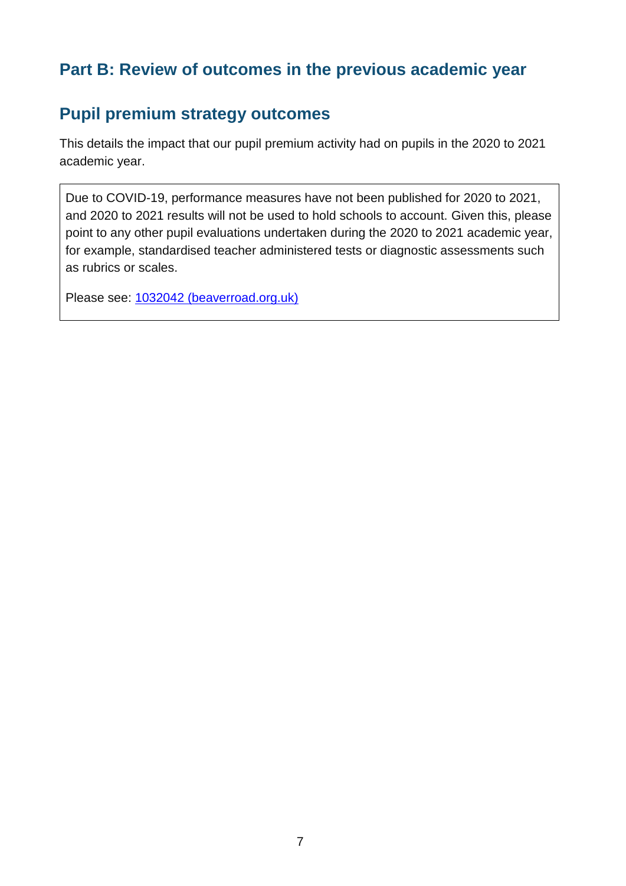## Part B: Review of outcomes in the previous academic year

## Pupil premium strategy outcomes

This details the impact that our pupil premium activity had on pupils in the 2020 to 2021 academic year.

| |
|---|
| Due to COVID-19, performance measures have not been published for 2020 to 2021, and 2020 to 2021 results will not be used to hold schools to account. Given this, please point to any other pupil evaluations undertaken during the 2020 to 2021 academic year, for example, standardised teacher administered tests or diagnostic assessments such as rubrics or scales.<br><br>Please see: 1032042 (beaverroad.org.uk) |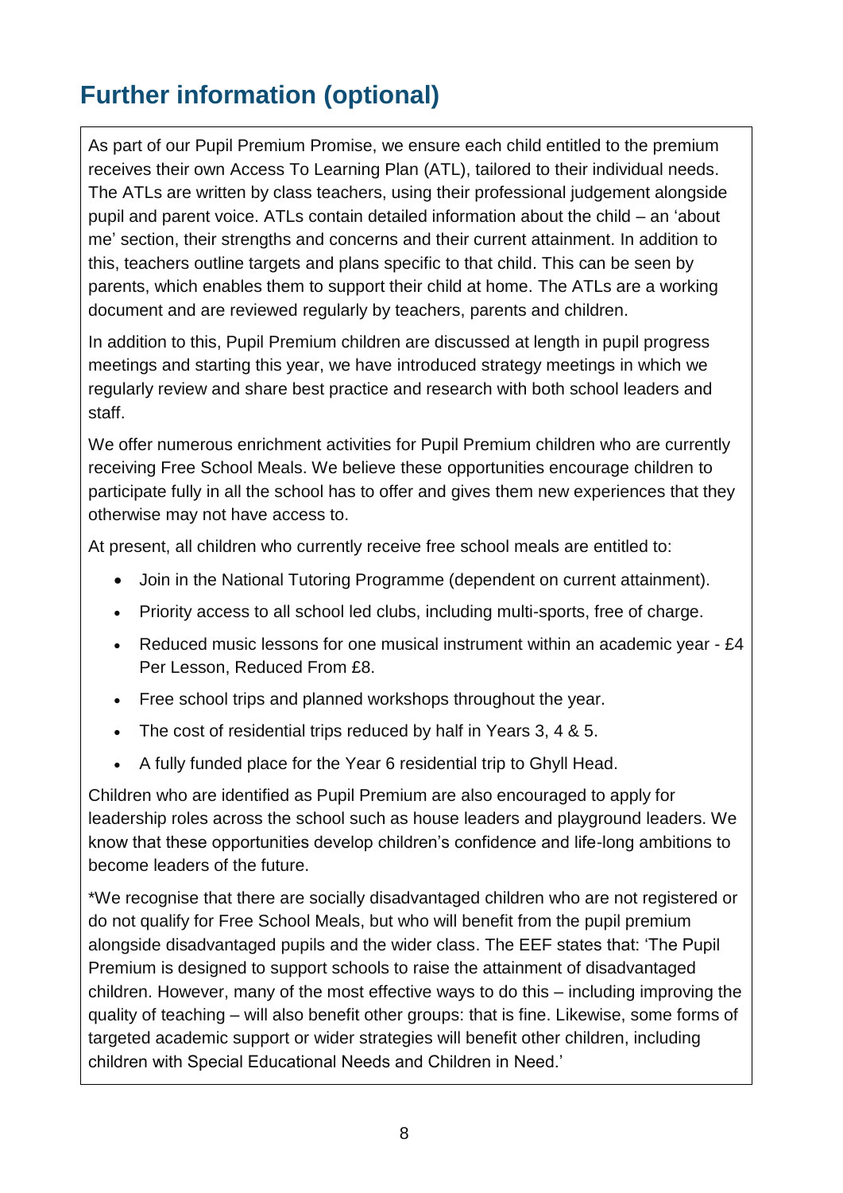## Further information (optional)

As part of our Pupil Premium Promise, we ensure each child entitled to the premium receives their own Access To Learning Plan (ATL), tailored to their individual needs. The ATLs are written by class teachers, using their professional judgement alongside pupil and parent voice. ATLs contain detailed information about the child – an 'about me' section, their strengths and concerns and their current attainment. In addition to this, teachers outline targets and plans specific to that child. This can be seen by parents, which enables them to support their child at home. The ATLs are a working document and are reviewed regularly by teachers, parents and children.

In addition to this, Pupil Premium children are discussed at length in pupil progress meetings and starting this year, we have introduced strategy meetings in which we regularly review and share best practice and research with both school leaders and staff.

We offer numerous enrichment activities for Pupil Premium children who are currently receiving Free School Meals. We believe these opportunities encourage children to participate fully in all the school has to offer and gives them new experiences that they otherwise may not have access to.

At present, all children who currently receive free school meals are entitled to:

- Join in the National Tutoring Programme (dependent on current attainment).
- Priority access to all school led clubs, including multi-sports, free of charge.
- Reduced music lessons for one musical instrument within an academic year - £4 Per Lesson, Reduced From £8.
- Free school trips and planned workshops throughout the year.
- The cost of residential trips reduced by half in Years 3, 4 & 5.
- A fully funded place for the Year 6 residential trip to Ghyll Head.

Children who are identified as Pupil Premium are also encouraged to apply for leadership roles across the school such as house leaders and playground leaders. We know that these opportunities develop children's confidence and life-long ambitions to become leaders of the future.

*We recognise that there are socially disadvantaged children who are not registered or do not qualify for Free School Meals, but who will benefit from the pupil premium alongside disadvantaged pupils and the wider class. The EEF states that: 'The Pupil Premium is designed to support schools to raise the attainment of disadvantaged children. However, many of the most effective ways to do this – including improving the quality of teaching – will also benefit other groups: that is fine. Likewise, some forms of targeted academic support or wider strategies will benefit other children, including children with Special Educational Needs and Children in Need.'